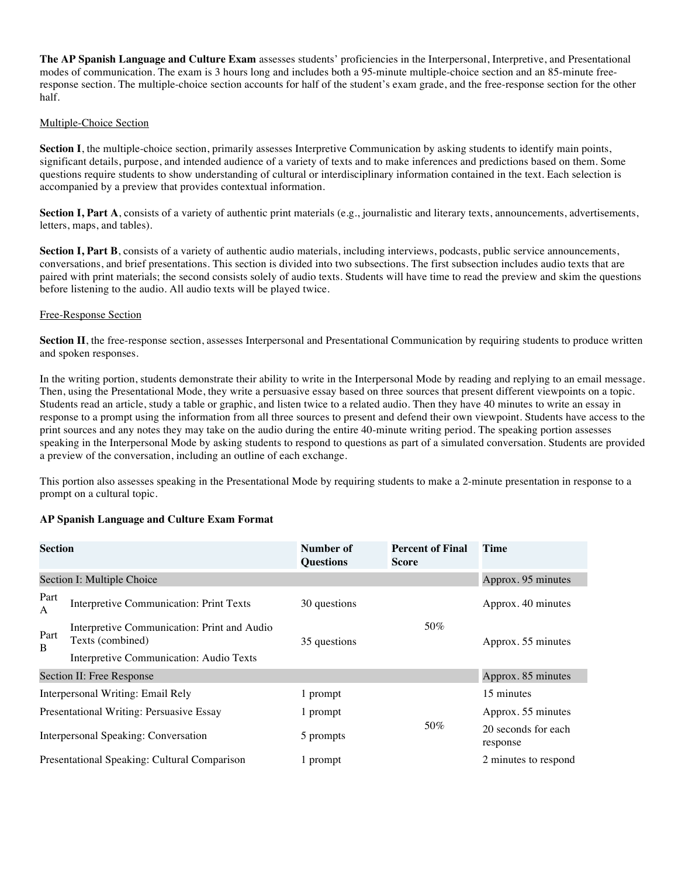**The AP Spanish Language and Culture Exam** assesses students' proficiencies in the Interpersonal, Interpretive, and Presentational modes of communication. The exam is 3 hours long and includes both a 95-minute multiple-choice section and an 85-minute free-response section. The multiple-choice section accounts for half of the student's exam grade, and the free-response section for the other half.

<u>Multiple-Choice Section</u>

**Section I**, the multiple-choice section, primarily assesses Interpretive Communication by asking students to identify main points, significant details, purpose, and intended audience of a variety of texts and to make inferences and predictions based on them. Some questions require students to show understanding of cultural or interdisciplinary information contained in the text. Each selection is accompanied by a preview that provides contextual information.

**Section I, Part A**, consists of a variety of authentic print materials (e.g., journalistic and literary texts, announcements, advertisements, letters, maps, and tables).

**Section I, Part B**, consists of a variety of authentic audio materials, including interviews, podcasts, public service announcements, conversations, and brief presentations. This section is divided into two subsections. The first subsection includes audio texts that are paired with print materials; the second consists solely of audio texts. Students will have time to read the preview and skim the questions before listening to the audio. All audio texts will be played twice.

<u>Free-Response Section</u>

**Section II**, the free-response section, assesses Interpersonal and Presentational Communication by requiring students to produce written and spoken responses.

In the writing portion, students demonstrate their ability to write in the Interpersonal Mode by reading and replying to an email message. Then, using the Presentational Mode, they write a persuasive essay based on three sources that present different viewpoints on a topic. Students read an article, study a table or graphic, and listen twice to a related audio. Then they have 40 minutes to write an essay in response to a prompt using the information from all three sources to present and defend their own viewpoint. Students have access to the print sources and any notes they may take on the audio during the entire 40-minute writing period. The speaking portion assesses speaking in the Interpersonal Mode by asking students to respond to questions as part of a simulated conversation. Students are provided a preview of the conversation, including an outline of each exchange.

This portion also assesses speaking in the Presentational Mode by requiring students to make a 2-minute presentation in response to a prompt on a cultural topic.

**AP Spanish Language and Culture Exam Format**

| Section | | Number of Questions | Percent of Final Score | Time |
|---|---|---|---|---|
| Section I: Multiple Choice | | | | Approx. 95 minutes |
| Part A | Interpretive Communication: Print Texts | 30 questions | 50% | Approx. 40 minutes |
| Part B | Interpretive Communication: Print and Audio Texts (combined)<br>Interpretive Communication: Audio Texts | 35 questions | | Approx. 55 minutes |
| Section II: Free Response | | | | Approx. 85 minutes |
| Interpersonal Writing: Email Rely | | 1 prompt | 50% | 15 minutes |
| Presentational Writing: Persuasive Essay | | 1 prompt | | Approx. 55 minutes |
| Interpersonal Speaking: Conversation | | 5 prompts | | 20 seconds for each response |
| Presentational Speaking: Cultural Comparison | | 1 prompt | | 2 minutes to respond |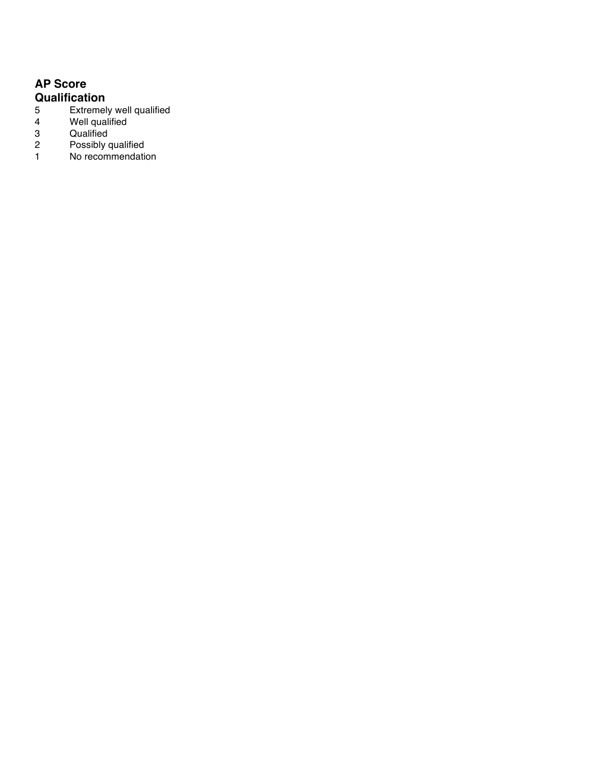| AP Score | Qualification |
|---|---|
| 5 | Extremely well qualified |
| 4 | Well qualified |
| 3 | Qualified |
| 2 | Possibly qualified |
| 1 | No recommendation |